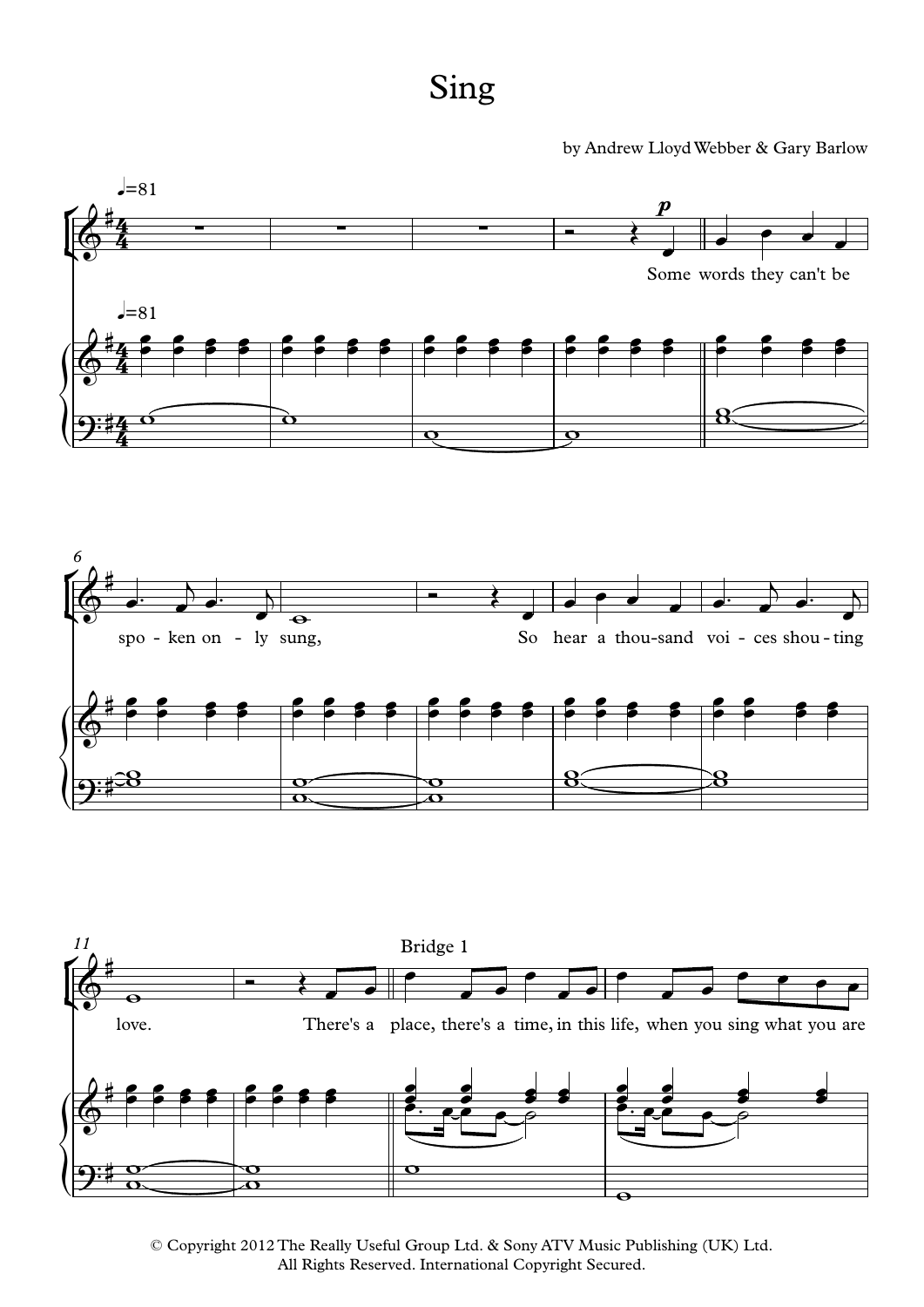# Sing

by Andrew Lloyd Webber & Gary Barlow

♩=81

Some words they can't be spoken only sung,

So hear a thousand voices shouting love.

Bridge 1

There's a place, there's a time, in this life, when you sing what you are

© Copyright 2012 The Really Useful Group Ltd. & Sony ATV Music Publishing (UK) Ltd.
All Rights Reserved. International Copyright Secured.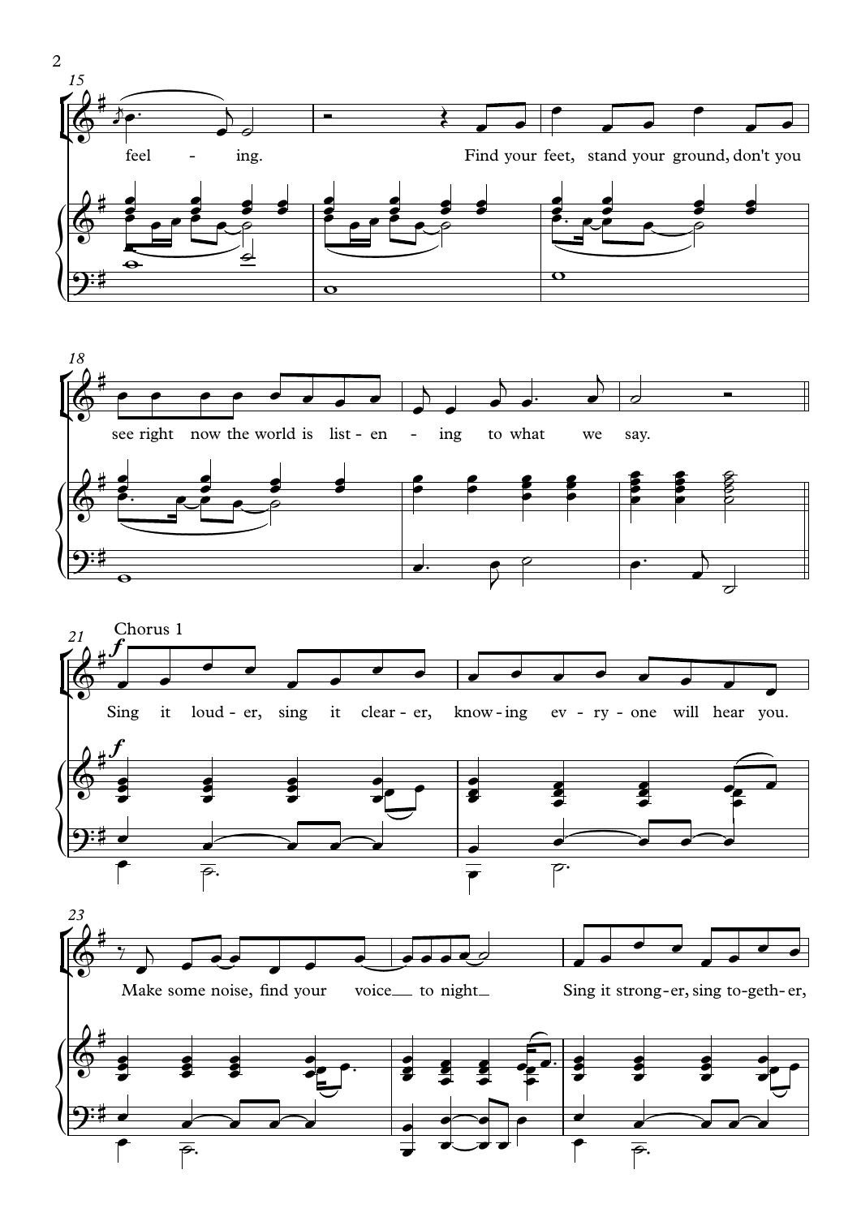15

feel - ing. Find your feet, stand your ground, don't you

18

see right now the world is list - en - ing to what we say.

21

Chorus 1

*f*

Sing it loud - er, sing it clear - er, know - ing ev - ry - one will hear you.

*f*

23

Make some noise, find your voice to night Sing it strong - er, sing to - geth - er,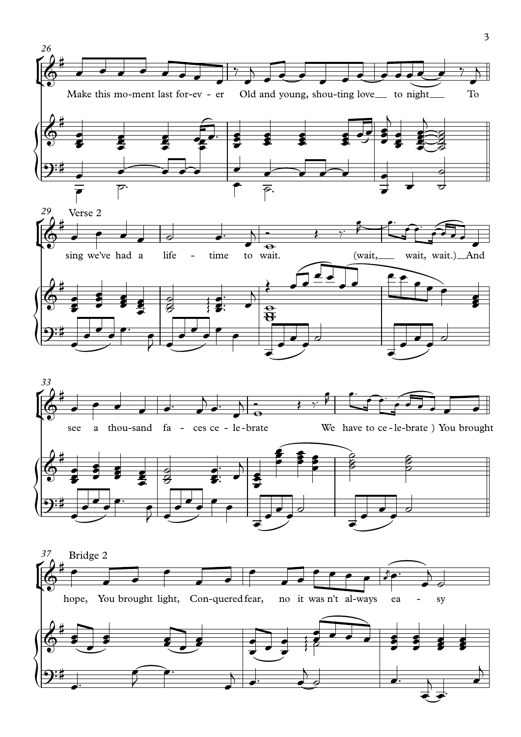26

Make this mo-ment last for-ev - er Old and young, shou-ting love__ to night__ To

29 Verse 2

sing we've had a life - time to wait. (wait,__ wait, wait.)__And

33

see a thou-sand fa - ces ce - le-brate We have to ce - le-brate ) You brought

37 Bridge 2

hope, You brought light, Con-quered fear, no it was n't al-ways ea - sy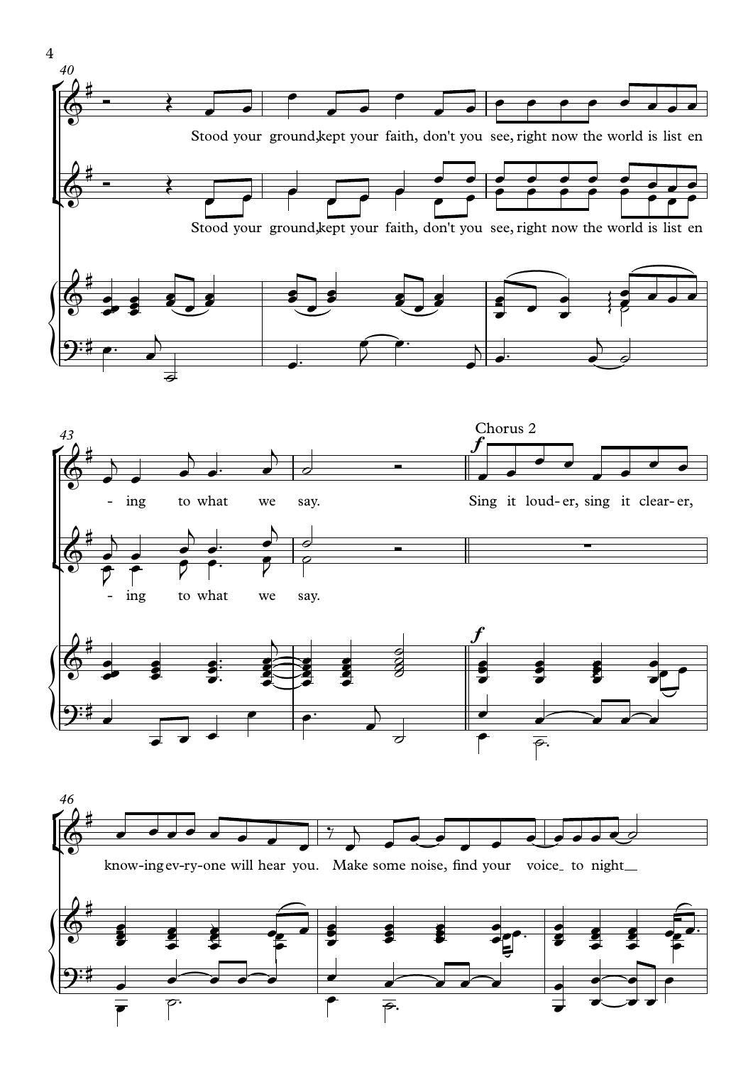Stood your ground, kept your faith, don't you see, right now the world is list - en - ing to what we say.

Stood your ground, kept your faith, don't you see, right now the world is list - en - ing to what we say.

**Chorus 2**

*f*

Sing it loud - er, sing it clear - er, know - ing ev - ry - one will hear you. Make some noise, find your voice_ to night__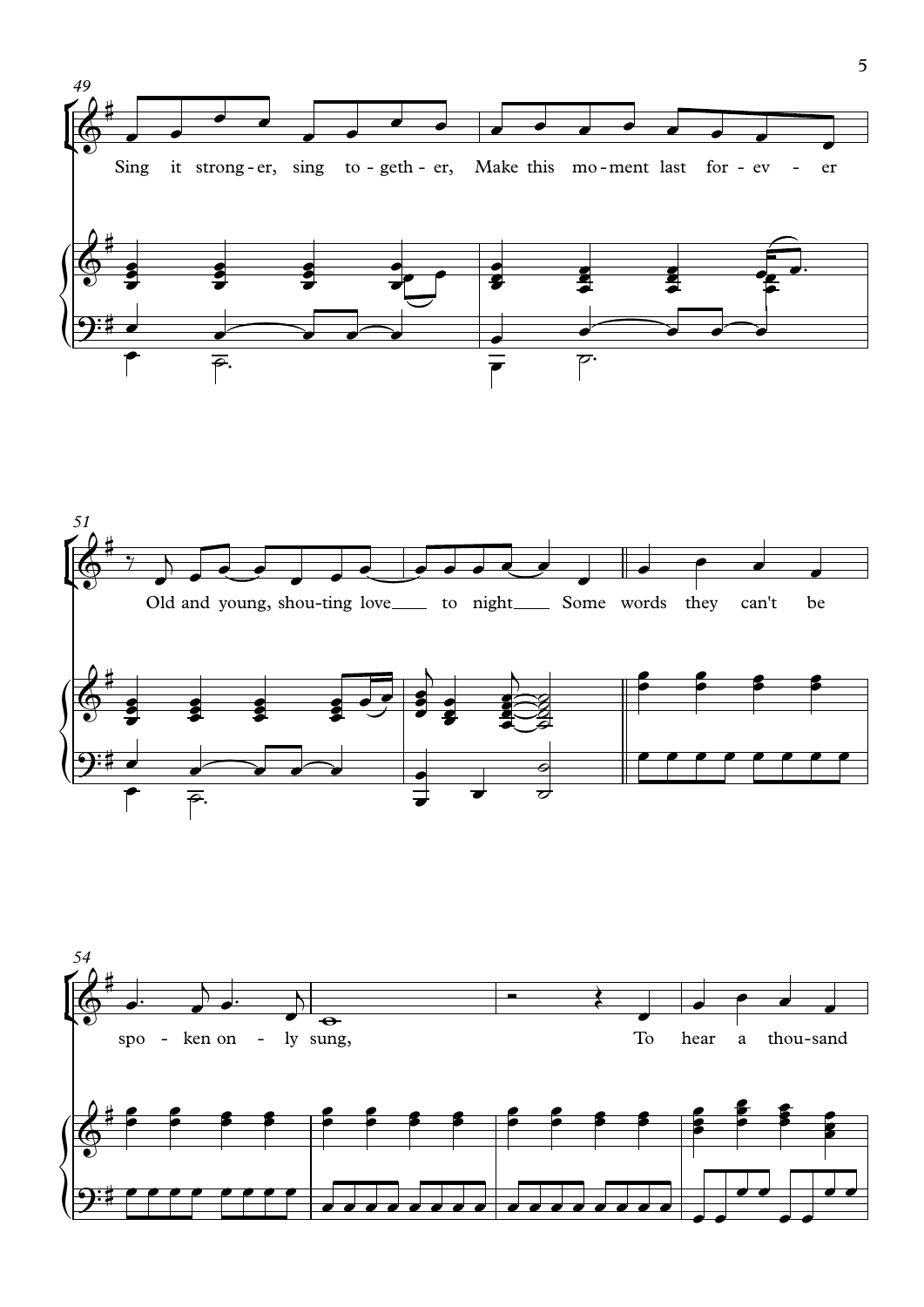49

Sing it strong - er, sing to - geth - er, Make this mo - ment last for - ev - er

51

Old and young, shou - ting love to night Some words they can't be

54

spo - ken on - ly sung, To hear a thou - sand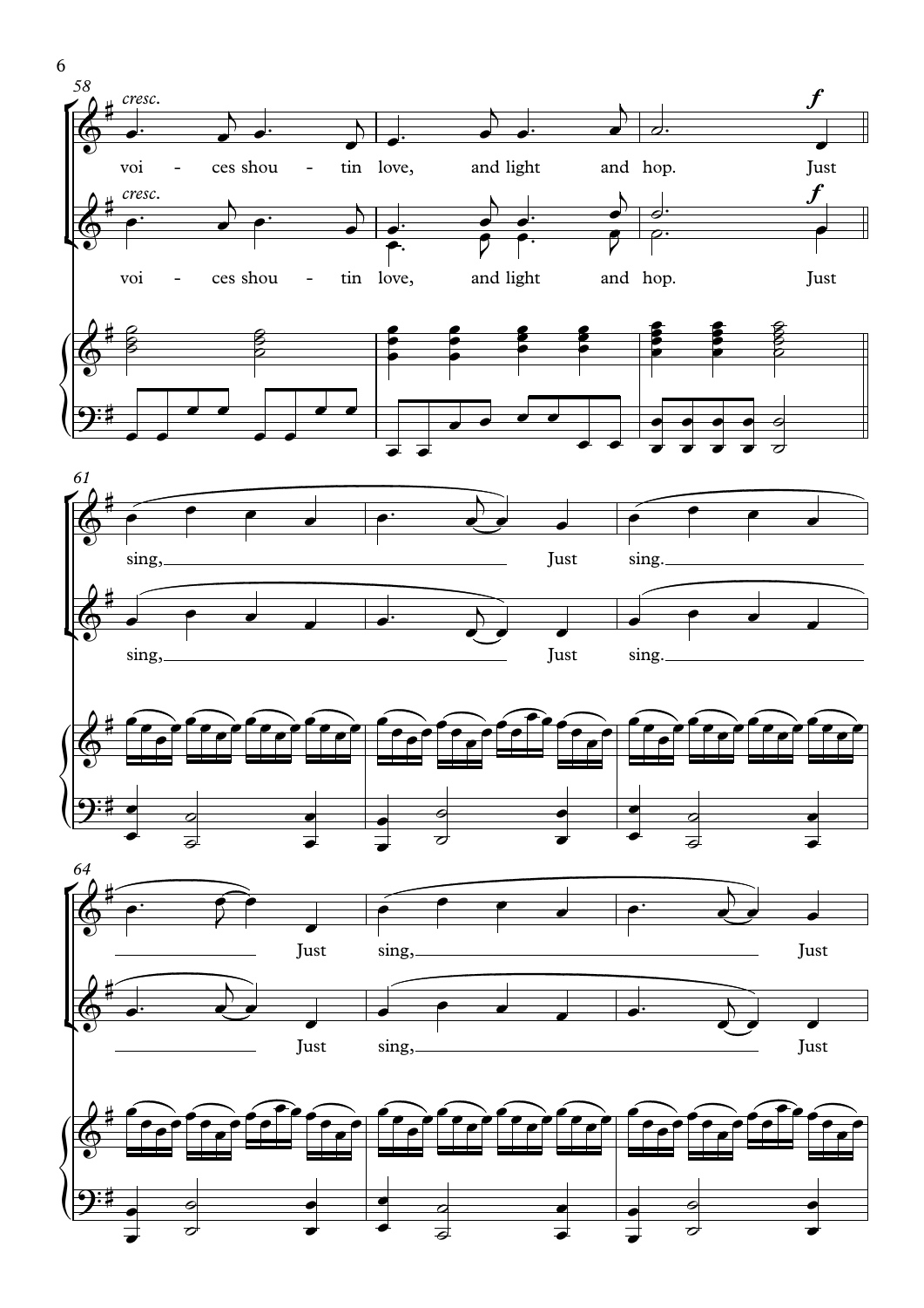58

*cresc.*

voi - ces shou - tin love, and light and hop. Just

*cresc.*

voi - ces shou - tin love, and light and hop. Just

61

sing, Just sing.

sing, Just sing.

64

Just sing, Just

Just sing, Just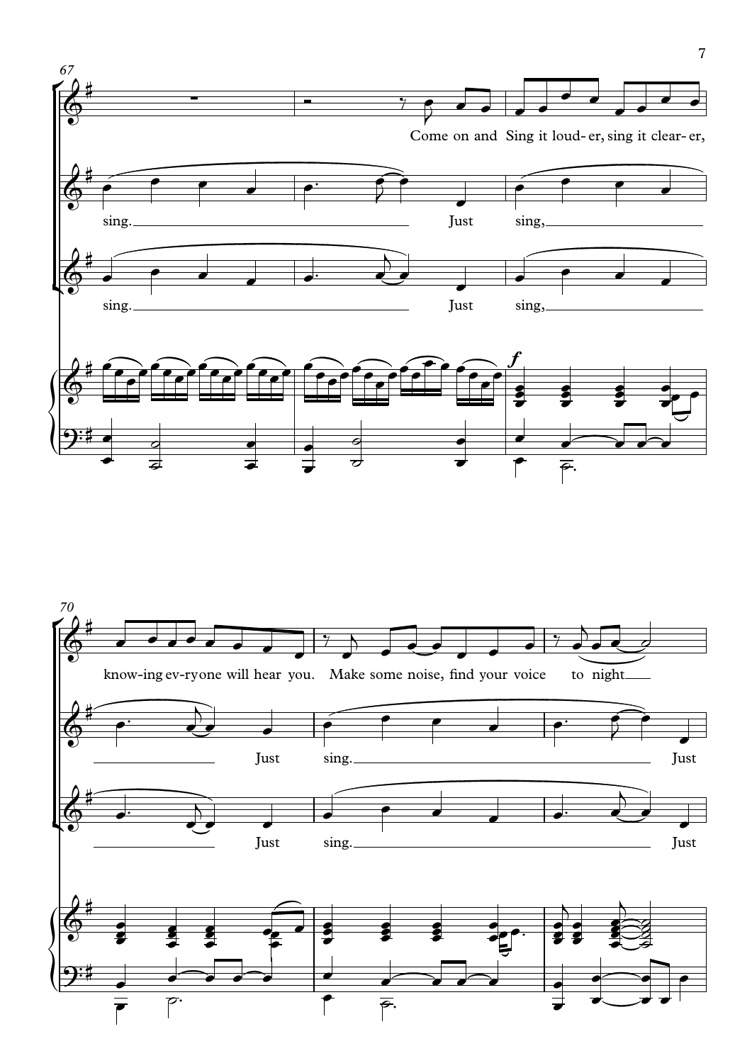67

Come on and Sing it loud- er, sing it clear- er,

sing. Just sing,

sing. Just sing,

*f*

70

know- ing ev- ry one will hear you. Make some noise, find your voice to night

Just sing. Just

Just sing. Just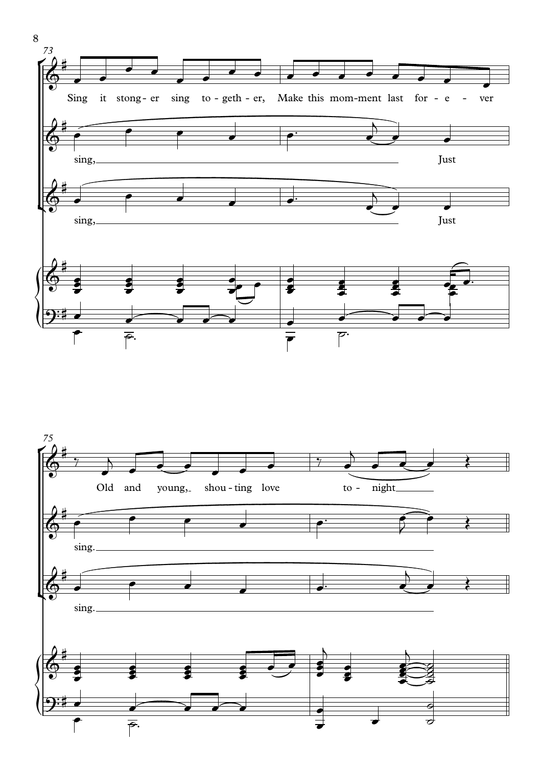73

Sing it stong-er sing to-geth-er, Make this mom-ment last for-e-ver

sing, Just

sing, Just

75

Old and young, shou-ting love to-night

sing.

sing.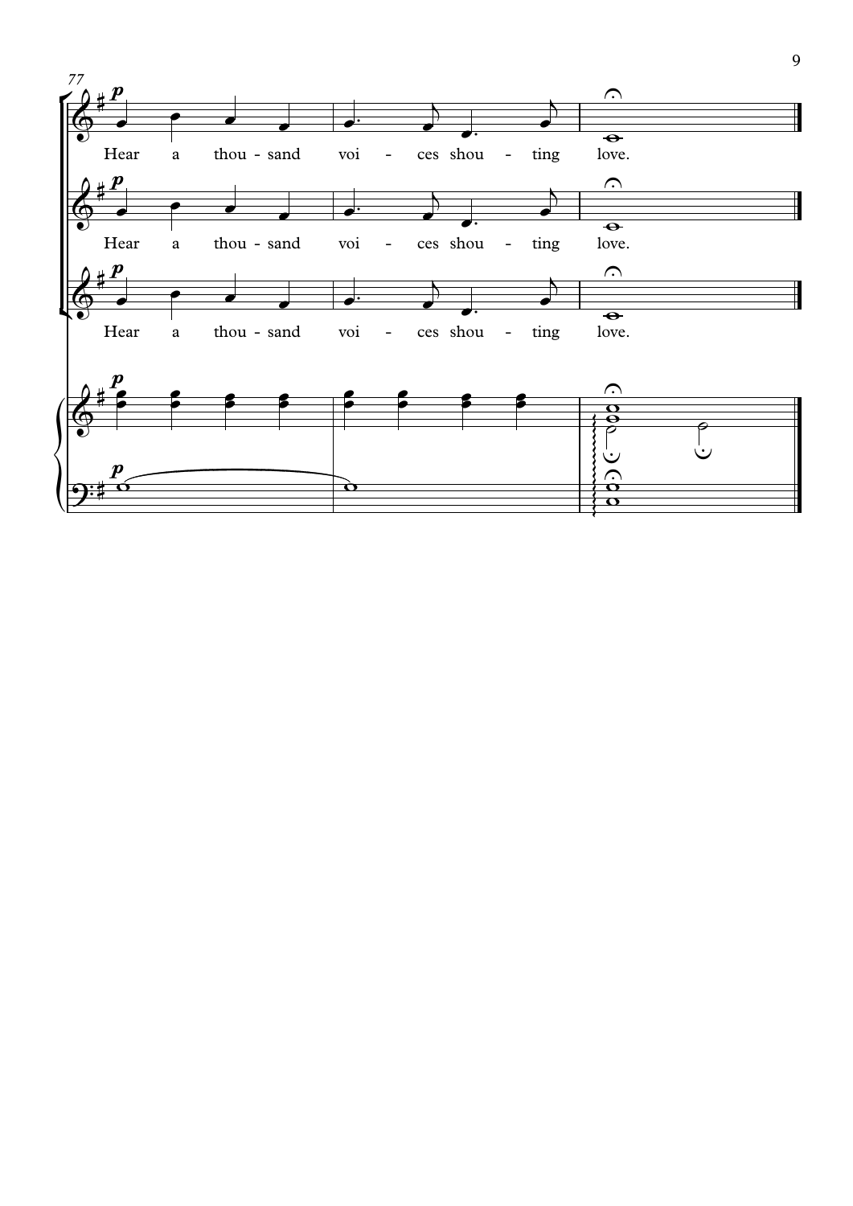77

Hear a thou - sand voi - ces shou - ting love.

Hear a thou - sand voi - ces shou - ting love.

Hear a thou - sand voi - ces shou - ting love.